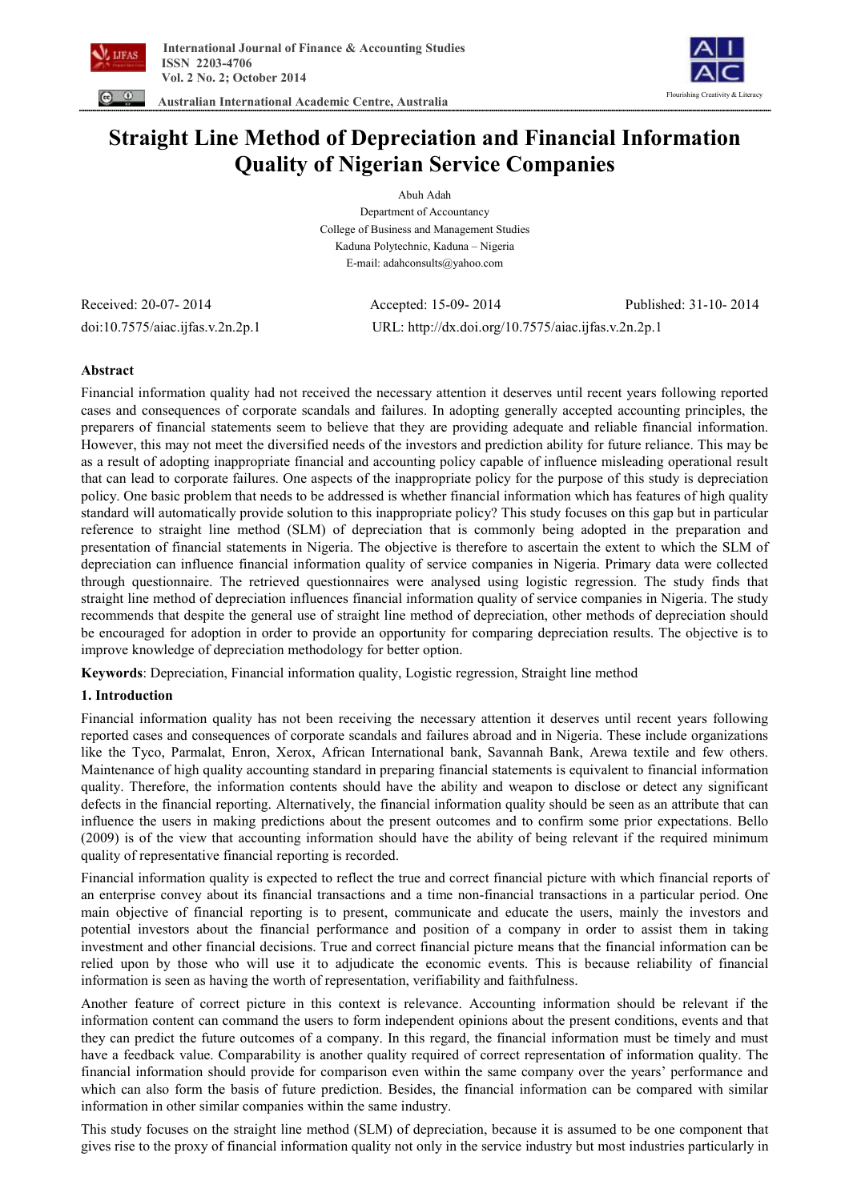# Straight Line Method of Depreciation and Financial Information Quality of Nigerian Service Companies

Abuh Adah

Department of Accountancy

College of Business and Management Studies

Kaduna Polytechnic, Kaduna – Nigeria

E-mail: adahconsults@yahoo.com

Received: 20-07- 2014 Accepted: 15-09- 2014 Published: 31-10- 2014

doi:10.7575/aiac.ijfas.v.2n.2p.1 URL: http://dx.doi.org/10.7575/aiac.ijfas.v.2n.2p.1

## Abstract

Financial information quality had not received the necessary attention it deserves until recent years following reported cases and consequences of corporate scandals and failures. In adopting generally accepted accounting principles, the preparers of financial statements seem to believe that they are providing adequate and reliable financial information. However, this may not meet the diversified needs of the investors and prediction ability for future reliance. This may be as a result of adopting inappropriate financial and accounting policy capable of influence misleading operational result that can lead to corporate failures. One aspects of the inappropriate policy for the purpose of this study is depreciation policy. One basic problem that needs to be addressed is whether financial information which has features of high quality standard will automatically provide solution to this inappropriate policy? This study focuses on this gap but in particular reference to straight line method (SLM) of depreciation that is commonly being adopted in the preparation and presentation of financial statements in Nigeria. The objective is therefore to ascertain the extent to which the SLM of depreciation can influence financial information quality of service companies in Nigeria. Primary data were collected through questionnaire. The retrieved questionnaires were analysed using logistic regression. The study finds that straight line method of depreciation influences financial information quality of service companies in Nigeria. The study recommends that despite the general use of straight line method of depreciation, other methods of depreciation should be encouraged for adoption in order to provide an opportunity for comparing depreciation results. The objective is to improve knowledge of depreciation methodology for better option.

**Keywords**: Depreciation, Financial information quality, Logistic regression, Straight line method

## 1. Introduction

Financial information quality has not been receiving the necessary attention it deserves until recent years following reported cases and consequences of corporate scandals and failures abroad and in Nigeria. These include organizations like the Tyco, Parmalat, Enron, Xerox, African International bank, Savannah Bank, Arewa textile and few others. Maintenance of high quality accounting standard in preparing financial statements is equivalent to financial information quality. Therefore, the information contents should have the ability and weapon to disclose or detect any significant defects in the financial reporting. Alternatively, the financial information quality should be seen as an attribute that can influence the users in making predictions about the present outcomes and to confirm some prior expectations. Bello (2009) is of the view that accounting information should have the ability of being relevant if the required minimum quality of representative financial reporting is recorded.

Financial information quality is expected to reflect the true and correct financial picture with which financial reports of an enterprise convey about its financial transactions and a time non-financial transactions in a particular period. One main objective of financial reporting is to present, communicate and educate the users, mainly the investors and potential investors about the financial performance and position of a company in order to assist them in taking investment and other financial decisions. True and correct financial picture means that the financial information can be relied upon by those who will use it to adjudicate the economic events. This is because reliability of financial information is seen as having the worth of representation, verifiability and faithfulness.

Another feature of correct picture in this context is relevance. Accounting information should be relevant if the information content can command the users to form independent opinions about the present conditions, events and that they can predict the future outcomes of a company. In this regard, the financial information must be timely and must have a feedback value. Comparability is another quality required of correct representation of information quality. The financial information should provide for comparison even within the same company over the years' performance and which can also form the basis of future prediction. Besides, the financial information can be compared with similar information in other similar companies within the same industry.

This study focuses on the straight line method (SLM) of depreciation, because it is assumed to be one component that gives rise to the proxy of financial information quality not only in the service industry but most industries particularly in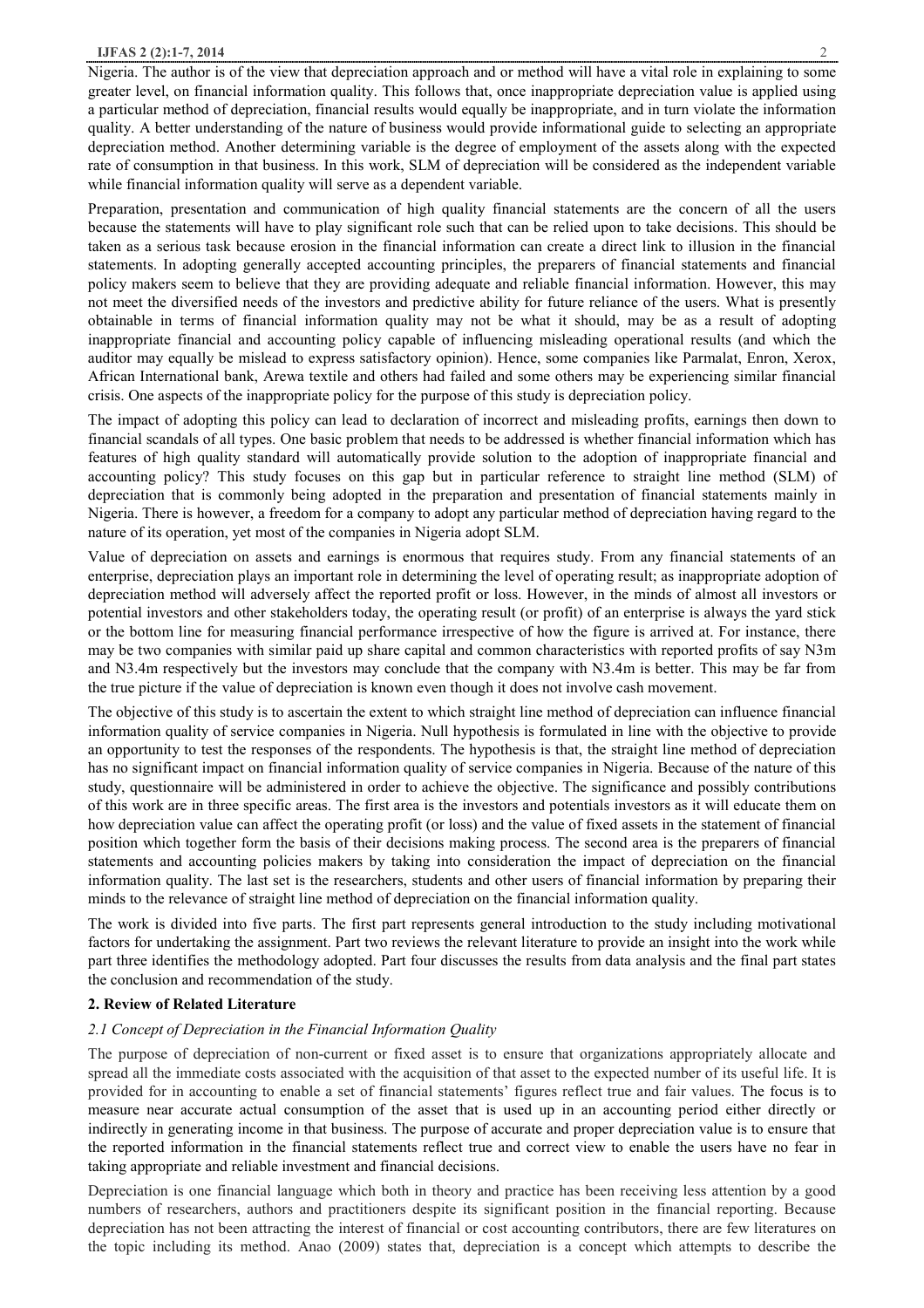Nigeria. The author is of the view that depreciation approach and or method will have a vital role in explaining to some greater level, on financial information quality. This follows that, once inappropriate depreciation value is applied using a particular method of depreciation, financial results would equally be inappropriate, and in turn violate the information quality. A better understanding of the nature of business would provide informational guide to selecting an appropriate depreciation method. Another determining variable is the degree of employment of the assets along with the expected rate of consumption in that business. In this work, SLM of depreciation will be considered as the independent variable while financial information quality will serve as a dependent variable.

Preparation, presentation and communication of high quality financial statements are the concern of all the users because the statements will have to play significant role such that can be relied upon to take decisions. This should be taken as a serious task because erosion in the financial information can create a direct link to illusion in the financial statements. In adopting generally accepted accounting principles, the preparers of financial statements and financial policy makers seem to believe that they are providing adequate and reliable financial information. However, this may not meet the diversified needs of the investors and predictive ability for future reliance of the users. What is presently obtainable in terms of financial information quality may not be what it should, may be as a result of adopting inappropriate financial and accounting policy capable of influencing misleading operational results (and which the auditor may equally be mislead to express satisfactory opinion). Hence, some companies like Parmalat, Enron, Xerox, African International bank, Arewa textile and others had failed and some others may be experiencing similar financial crisis. One aspects of the inappropriate policy for the purpose of this study is depreciation policy.

The impact of adopting this policy can lead to declaration of incorrect and misleading profits, earnings then down to financial scandals of all types. One basic problem that needs to be addressed is whether financial information which has features of high quality standard will automatically provide solution to the adoption of inappropriate financial and accounting policy? This study focuses on this gap but in particular reference to straight line method (SLM) of depreciation that is commonly being adopted in the preparation and presentation of financial statements mainly in Nigeria. There is however, a freedom for a company to adopt any particular method of depreciation having regard to the nature of its operation, yet most of the companies in Nigeria adopt SLM.

Value of depreciation on assets and earnings is enormous that requires study. From any financial statements of an enterprise, depreciation plays an important role in determining the level of operating result; as inappropriate adoption of depreciation method will adversely affect the reported profit or loss. However, in the minds of almost all investors or potential investors and other stakeholders today, the operating result (or profit) of an enterprise is always the yard stick or the bottom line for measuring financial performance irrespective of how the figure is arrived at. For instance, there may be two companies with similar paid up share capital and common characteristics with reported profits of say N3m and N3.4m respectively but the investors may conclude that the company with N3.4m is better. This may be far from the true picture if the value of depreciation is known even though it does not involve cash movement.

The objective of this study is to ascertain the extent to which straight line method of depreciation can influence financial information quality of service companies in Nigeria. Null hypothesis is formulated in line with the objective to provide an opportunity to test the responses of the respondents. The hypothesis is that, the straight line method of depreciation has no significant impact on financial information quality of service companies in Nigeria. Because of the nature of this study, questionnaire will be administered in order to achieve the objective. The significance and possibly contributions of this work are in three specific areas. The first area is the investors and potentials investors as it will educate them on how depreciation value can affect the operating profit (or loss) and the value of fixed assets in the statement of financial position which together form the basis of their decisions making process. The second area is the preparers of financial statements and accounting policies makers by taking into consideration the impact of depreciation on the financial information quality. The last set is the researchers, students and other users of financial information by preparing their minds to the relevance of straight line method of depreciation on the financial information quality.

The work is divided into five parts. The first part represents general introduction to the study including motivational factors for undertaking the assignment. Part two reviews the relevant literature to provide an insight into the work while part three identifies the methodology adopted. Part four discusses the results from data analysis and the final part states the conclusion and recommendation of the study.

## 2. Review of Related Literature

### *2.1 Concept of Depreciation in the Financial Information Quality*

The purpose of depreciation of non-current or fixed asset is to ensure that organizations appropriately allocate and spread all the immediate costs associated with the acquisition of that asset to the expected number of its useful life. It is provided for in accounting to enable a set of financial statements' figures reflect true and fair values. The focus is to measure near accurate actual consumption of the asset that is used up in an accounting period either directly or indirectly in generating income in that business. The purpose of accurate and proper depreciation value is to ensure that the reported information in the financial statements reflect true and correct view to enable the users have no fear in taking appropriate and reliable investment and financial decisions.

Depreciation is one financial language which both in theory and practice has been receiving less attention by a good numbers of researchers, authors and practitioners despite its significant position in the financial reporting. Because depreciation has not been attracting the interest of financial or cost accounting contributors, there are few literatures on the topic including its method. Anao (2009) states that, depreciation is a concept which attempts to describe the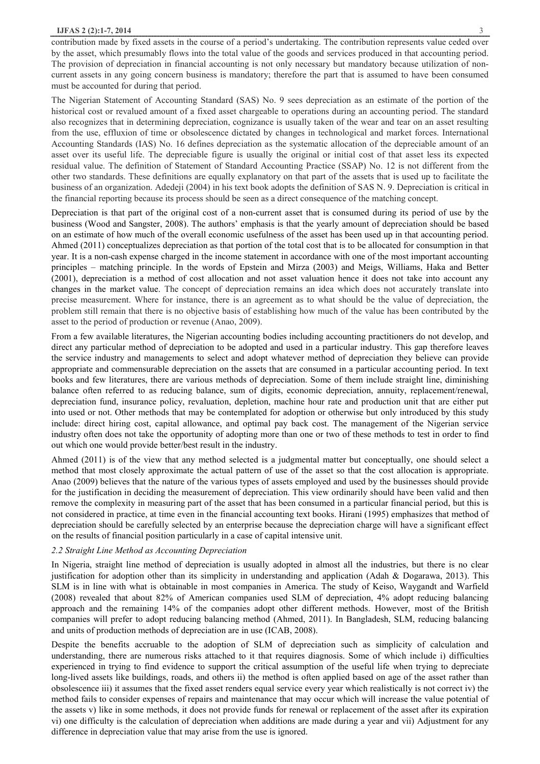contribution made by fixed assets in the course of a period's undertaking. The contribution represents value ceded over by the asset, which presumably flows into the total value of the goods and services produced in that accounting period. The provision of depreciation in financial accounting is not only necessary but mandatory because utilization of non-current assets in any going concern business is mandatory; therefore the part that is assumed to have been consumed must be accounted for during that period.

The Nigerian Statement of Accounting Standard (SAS) No. 9 sees depreciation as an estimate of the portion of the historical cost or revalued amount of a fixed asset chargeable to operations during an accounting period. The standard also recognizes that in determining depreciation, cognizance is usually taken of the wear and tear on an asset resulting from the use, effluxion of time or obsolescence dictated by changes in technological and market forces. International Accounting Standards (IAS) No. 16 defines depreciation as the systematic allocation of the depreciable amount of an asset over its useful life. The depreciable figure is usually the original or initial cost of that asset less its expected residual value. The definition of Statement of Standard Accounting Practice (SSAP) No. 12 is not different from the other two standards. These definitions are equally explanatory on that part of the assets that is used up to facilitate the business of an organization. Adedeji (2004) in his text book adopts the definition of SAS N. 9. Depreciation is critical in the financial reporting because its process should be seen as a direct consequence of the matching concept.

Depreciation is that part of the original cost of a non-current asset that is consumed during its period of use by the business (Wood and Sangster, 2008). The authors' emphasis is that the yearly amount of depreciation should be based on an estimate of how much of the overall economic usefulness of the asset has been used up in that accounting period. Ahmed (2011) conceptualizes depreciation as that portion of the total cost that is to be allocated for consumption in that year. It is a non-cash expense charged in the income statement in accordance with one of the most important accounting principles – matching principle. In the words of Epstein and Mirza (2003) and Meigs, Williams, Haka and Better (2001), depreciation is a method of cost allocation and not asset valuation hence it does not take into account any changes in the market value. The concept of depreciation remains an idea which does not accurately translate into precise measurement. Where for instance, there is an agreement as to what should be the value of depreciation, the problem still remain that there is no objective basis of establishing how much of the value has been contributed by the asset to the period of production or revenue (Anao, 2009).

From a few available literatures, the Nigerian accounting bodies including accounting practitioners do not develop, and direct any particular method of depreciation to be adopted and used in a particular industry. This gap therefore leaves the service industry and managements to select and adopt whatever method of depreciation they believe can provide appropriate and commensurable depreciation on the assets that are consumed in a particular accounting period. In text books and few literatures, there are various methods of depreciation. Some of them include straight line, diminishing balance often referred to as reducing balance, sum of digits, economic depreciation, annuity, replacement/renewal, depreciation fund, insurance policy, revaluation, depletion, machine hour rate and production unit that are either put into used or not. Other methods that may be contemplated for adoption or otherwise but only introduced by this study include: direct hiring cost, capital allowance, and optimal pay back cost. The management of the Nigerian service industry often does not take the opportunity of adopting more than one or two of these methods to test in order to find out which one would provide better/best result in the industry.

Ahmed (2011) is of the view that any method selected is a judgmental matter but conceptually, one should select a method that most closely approximate the actual pattern of use of the asset so that the cost allocation is appropriate. Anao (2009) believes that the nature of the various types of assets employed and used by the businesses should provide for the justification in deciding the measurement of depreciation. This view ordinarily should have been valid and then remove the complexity in measuring part of the asset that has been consumed in a particular financial period, but this is not considered in practice, at time even in the financial accounting text books. Hirani (1995) emphasizes that method of depreciation should be carefully selected by an enterprise because the depreciation charge will have a significant effect on the results of financial position particularly in a case of capital intensive unit.

### *2.2 Straight Line Method as Accounting Depreciation*

In Nigeria, straight line method of depreciation is usually adopted in almost all the industries, but there is no clear justification for adoption other than its simplicity in understanding and application (Adah & Dogarawa, 2013). This SLM is in line with what is obtainable in most companies in America. The study of Keiso, Waygandt and Warfield (2008) revealed that about 82% of American companies used SLM of depreciation, 4% adopt reducing balancing approach and the remaining 14% of the companies adopt other different methods. However, most of the British companies will prefer to adopt reducing balancing method (Ahmed, 2011). In Bangladesh, SLM, reducing balancing and units of production methods of depreciation are in use (ICAB, 2008).

Despite the benefits accruable to the adoption of SLM of depreciation such as simplicity of calculation and understanding, there are numerous risks attached to it that requires diagnosis. Some of which include i) difficulties experienced in trying to find evidence to support the critical assumption of the useful life when trying to depreciate long-lived assets like buildings, roads, and others ii) the method is often applied based on age of the asset rather than obsolescence iii) it assumes that the fixed asset renders equal service every year which realistically is not correct iv) the method fails to consider expenses of repairs and maintenance that may occur which will increase the value potential of the assets v) like in some methods, it does not provide funds for renewal or replacement of the asset after its expiration vi) one difficulty is the calculation of depreciation when additions are made during a year and vii) Adjustment for any difference in depreciation value that may arise from the use is ignored.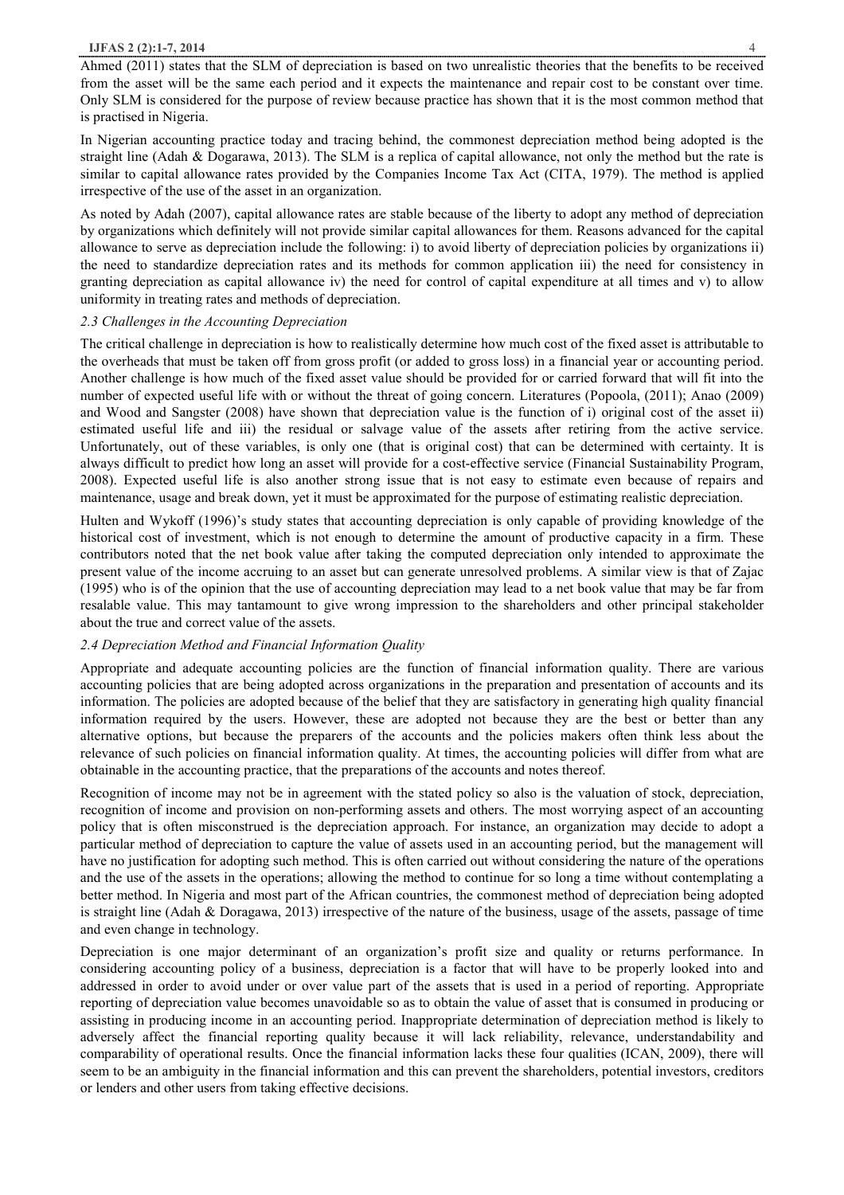Ahmed (2011) states that the SLM of depreciation is based on two unrealistic theories that the benefits to be received from the asset will be the same each period and it expects the maintenance and repair cost to be constant over time. Only SLM is considered for the purpose of review because practice has shown that it is the most common method that is practised in Nigeria.

In Nigerian accounting practice today and tracing behind, the commonest depreciation method being adopted is the straight line (Adah & Dogarawa, 2013). The SLM is a replica of capital allowance, not only the method but the rate is similar to capital allowance rates provided by the Companies Income Tax Act (CITA, 1979). The method is applied irrespective of the use of the asset in an organization.

As noted by Adah (2007), capital allowance rates are stable because of the liberty to adopt any method of depreciation by organizations which definitely will not provide similar capital allowances for them. Reasons advanced for the capital allowance to serve as depreciation include the following: i) to avoid liberty of depreciation policies by organizations ii) the need to standardize depreciation rates and its methods for common application iii) the need for consistency in granting depreciation as capital allowance iv) the need for control of capital expenditure at all times and v) to allow uniformity in treating rates and methods of depreciation.

### *2.3 Challenges in the Accounting Depreciation*

The critical challenge in depreciation is how to realistically determine how much cost of the fixed asset is attributable to the overheads that must be taken off from gross profit (or added to gross loss) in a financial year or accounting period. Another challenge is how much of the fixed asset value should be provided for or carried forward that will fit into the number of expected useful life with or without the threat of going concern. Literatures (Popoola, (2011); Anao (2009) and Wood and Sangster (2008) have shown that depreciation value is the function of i) original cost of the asset ii) estimated useful life and iii) the residual or salvage value of the assets after retiring from the active service. Unfortunately, out of these variables, is only one (that is original cost) that can be determined with certainty. It is always difficult to predict how long an asset will provide for a cost-effective service (Financial Sustainability Program, 2008). Expected useful life is also another strong issue that is not easy to estimate even because of repairs and maintenance, usage and break down, yet it must be approximated for the purpose of estimating realistic depreciation.

Hulten and Wykoff (1996)'s study states that accounting depreciation is only capable of providing knowledge of the historical cost of investment, which is not enough to determine the amount of productive capacity in a firm. These contributors noted that the net book value after taking the computed depreciation only intended to approximate the present value of the income accruing to an asset but can generate unresolved problems. A similar view is that of Zajac (1995) who is of the opinion that the use of accounting depreciation may lead to a net book value that may be far from resalable value. This may tantamount to give wrong impression to the shareholders and other principal stakeholder about the true and correct value of the assets.

### *2.4 Depreciation Method and Financial Information Quality*

Appropriate and adequate accounting policies are the function of financial information quality. There are various accounting policies that are being adopted across organizations in the preparation and presentation of accounts and its information. The policies are adopted because of the belief that they are satisfactory in generating high quality financial information required by the users. However, these are adopted not because they are the best or better than any alternative options, but because the preparers of the accounts and the policies makers often think less about the relevance of such policies on financial information quality. At times, the accounting policies will differ from what are obtainable in the accounting practice, that the preparations of the accounts and notes thereof.

Recognition of income may not be in agreement with the stated policy so also is the valuation of stock, depreciation, recognition of income and provision on non-performing assets and others. The most worrying aspect of an accounting policy that is often misconstrued is the depreciation approach. For instance, an organization may decide to adopt a particular method of depreciation to capture the value of assets used in an accounting period, but the management will have no justification for adopting such method. This is often carried out without considering the nature of the operations and the use of the assets in the operations; allowing the method to continue for so long a time without contemplating a better method. In Nigeria and most part of the African countries, the commonest method of depreciation being adopted is straight line (Adah & Doragawa, 2013) irrespective of the nature of the business, usage of the assets, passage of time and even change in technology.

Depreciation is one major determinant of an organization's profit size and quality or returns performance. In considering accounting policy of a business, depreciation is a factor that will have to be properly looked into and addressed in order to avoid under or over value part of the assets that is used in a period of reporting. Appropriate reporting of depreciation value becomes unavoidable so as to obtain the value of asset that is consumed in producing or assisting in producing income in an accounting period. Inappropriate determination of depreciation method is likely to adversely affect the financial reporting quality because it will lack reliability, relevance, understandability and comparability of operational results. Once the financial information lacks these four qualities (ICAN, 2009), there will seem to be an ambiguity in the financial information and this can prevent the shareholders, potential investors, creditors or lenders and other users from taking effective decisions.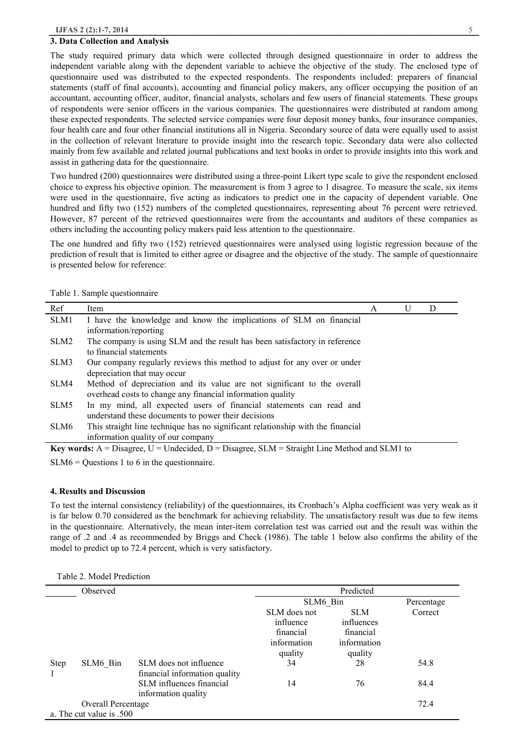## 3. Data Collection and Analysis

The study required primary data which were collected through designed questionnaire in order to address the independent variable along with the dependent variable to achieve the objective of the study. The enclosed type of questionnaire used was distributed to the expected respondents. The respondents included: preparers of financial statements (staff of final accounts), accounting and financial policy makers, any officer occupying the position of an accountant, accounting officer, auditor, financial analysts, scholars and few users of financial statements. These groups of respondents were senior officers in the various companies. The questionnaires were distributed at random among these expected respondents. The selected service companies were four deposit money banks, four insurance companies, four health care and four other financial institutions all in Nigeria. Secondary source of data were equally used to assist in the collection of relevant literature to provide insight into the research topic. Secondary data were also collected mainly from few available and related journal publications and text books in order to provide insights into this work and assist in gathering data for the questionnaire.

Two hundred (200) questionnaires were distributed using a three-point Likert type scale to give the respondent enclosed choice to express his objective opinion. The measurement is from 3 agree to 1 disagree. To measure the scale, six items were used in the questionnaire, five acting as indicators to predict one in the capacity of dependent variable. One hundred and fifty two (152) numbers of the completed questionnaires, representing about 76 percent were retrieved. However, 87 percent of the retrieved questionnaires were from the accountants and auditors of these companies as others including the accounting policy makers paid less attention to the questionnaire.

The one hundred and fifty two (152) retrieved questionnaires were analysed using logistic regression because of the prediction of result that is limited to either agree or disagree and the objective of the study. The sample of questionnaire is presented below for reference:

Table 1. Sample questionnaire

| Ref | Item | A | U | D |
|---|---|---|---|---|
| SLM1 | I have the knowledge and know the implications of SLM on financial information/reporting | | | |
| SLM2 | The company is using SLM and the result has been satisfactory in reference to financial statements | | | |
| SLM3 | Our company regularly reviews this method to adjust for any over or under depreciation that may occur | | | |
| SLM4 | Method of depreciation and its value are not significant to the overall overhead costs to change any financial information quality | | | |
| SLM5 | In my mind, all expected users of financial statements can read and understand these documents to power their decisions | | | |
| SLM6 | This straight line technique has no significant relationship with the financial information quality of our company | | | |

**Key words:** A = Disagree, U = Undecided, D = Disagree, SLM = Straight Line Method and SLM1 to SLM6 = Questions 1 to 6 in the questionnaire.

## 4. Results and Discussion

To test the internal consistency (reliability) of the questionnaires, its Cronbach's Alpha coefficient was very weak as it is far below 0.70 considered as the benchmark for achieving reliability. The unsatisfactory result was due to few items in the questionnaire. Alternatively, the mean inter-item correlation test was carried out and the result was within the range of .2 and .4 as recommended by Briggs and Check (1986). The table 1 below also confirms the ability of the model to predict up to 72.4 percent, which is very satisfactory.

Table 2. Model Prediction

| Observed | | | Predicted | | |
|---|---|---|---|---|---|
| | | | SLM6_Bin | | Percentage Correct |
| | | | SLM does not influence financial information quality | SLM influences financial information quality | |
| Step 1 | SLM6_Bin | SLM does not influence financial information quality | 34 | 28 | 54.8 |
| | | SLM influences financial information quality | 14 | 76 | 84.4 |
| | Overall Percentage | | | | 72.4 |

a. The cut value is .500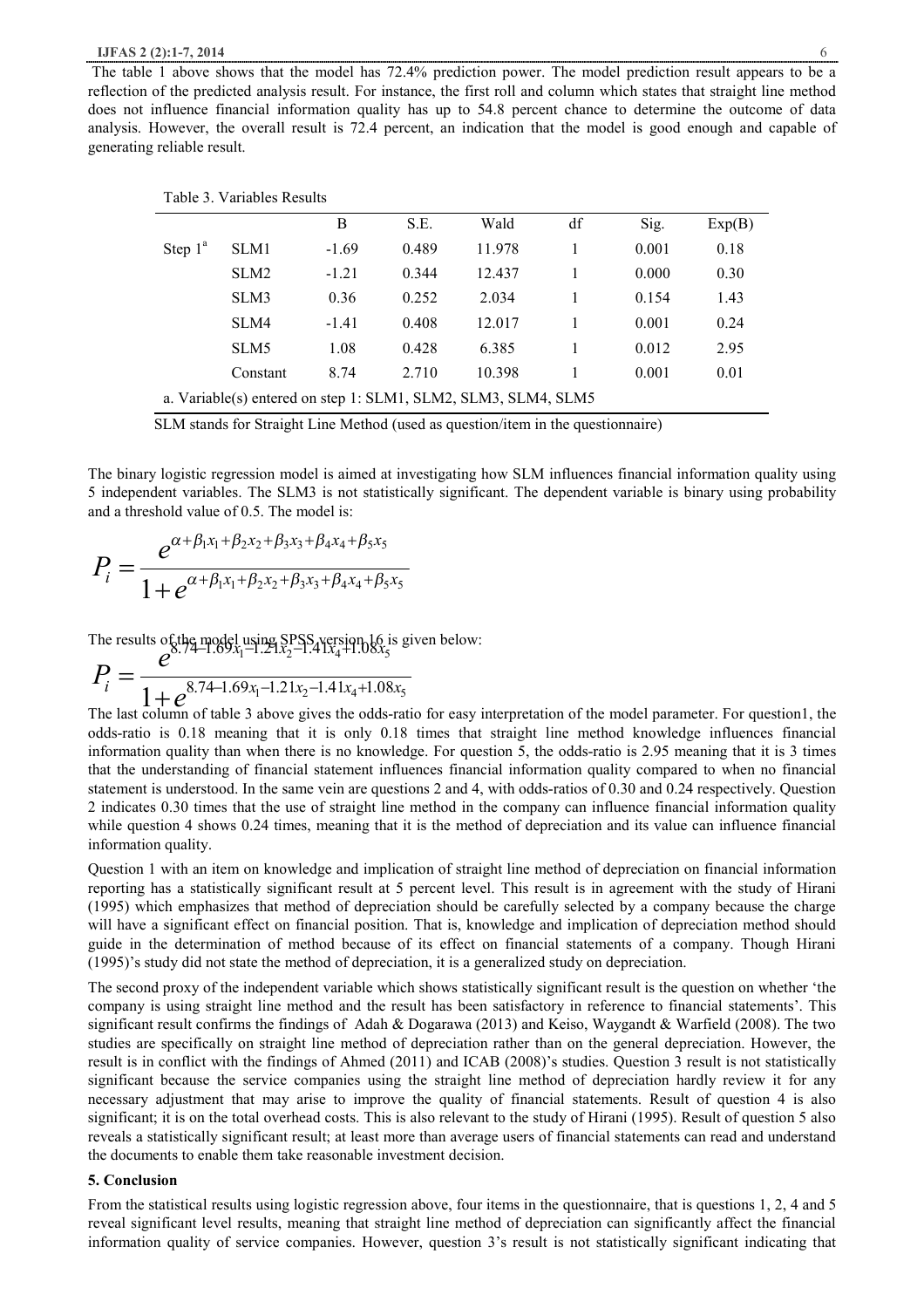The table 1 above shows that the model has 72.4% prediction power. The model prediction result appears to be a reflection of the predicted analysis result. For instance, the first roll and column which states that straight line method does not influence financial information quality has up to 54.8 percent chance to determine the outcome of data analysis. However, the overall result is 72.4 percent, an indication that the model is good enough and capable of generating reliable result.

Table 3. Variables Results

| | | B | S.E. | Wald | df | Sig. | Exp(B) |
|---|---|---|---|---|---|---|---|
| Step 1[a] | SLM1 | -1.69 | 0.489 | 11.978 | 1 | 0.001 | 0.18 |
| | SLM2 | -1.21 | 0.344 | 12.437 | 1 | 0.000 | 0.30 |
| | SLM3 | 0.36 | 0.252 | 2.034 | 1 | 0.154 | 1.43 |
| | SLM4 | -1.41 | 0.408 | 12.017 | 1 | 0.001 | 0.24 |
| | SLM5 | 1.08 | 0.428 | 6.385 | 1 | 0.012 | 2.95 |
| | Constant | 8.74 | 2.710 | 10.398 | 1 | 0.001 | 0.01 |

a. Variable(s) entered on step 1: SLM1, SLM2, SLM3, SLM4, SLM5

SLM stands for Straight Line Method (used as question/item in the questionnaire)

The binary logistic regression model is aimed at investigating how SLM influences financial information quality using 5 independent variables. The SLM3 is not statistically significant. The dependent variable is binary using probability and a threshold value of 0.5. The model is:

$$P_i = \frac{e^{\alpha+\beta_1 x_1+\beta_2 x_2+\beta_3 x_3+\beta_4 x_4+\beta_5 x_5}}{1+e^{\alpha+\beta_1 x_1+\beta_2 x_2+\beta_3 x_3+\beta_4 x_4+\beta_5 x_5}}$$

The results of the model using SPSS version 16 is given below:

$$P_i = \frac{e^{8.74-1.69x_1-1.21x_2-1.41x_4+1.08x_5}}{1+e^{8.74-1.69x_1-1.21x_2-1.41x_4+1.08x_5}}$$

The last column of table 3 above gives the odds-ratio for easy interpretation of the model parameter. For question1, the odds-ratio is 0.18 meaning that it is only 0.18 times that straight line method knowledge influences financial information quality than when there is no knowledge. For question 5, the odds-ratio is 2.95 meaning that it is 3 times that the understanding of financial statement influences financial information quality compared to when no financial statement is understood. In the same vein are questions 2 and 4, with odds-ratios of 0.30 and 0.24 respectively. Question 2 indicates 0.30 times that the use of straight line method in the company can influence financial information quality while question 4 shows 0.24 times, meaning that it is the method of depreciation and its value can influence financial information quality.

Question 1 with an item on knowledge and implication of straight line method of depreciation on financial information reporting has a statistically significant result at 5 percent level. This result is in agreement with the study of Hirani (1995) which emphasizes that method of depreciation should be carefully selected by a company because the charge will have a significant effect on financial position. That is, knowledge and implication of depreciation method should guide in the determination of method because of its effect on financial statements of a company. Though Hirani (1995)'s study did not state the method of depreciation, it is a generalized study on depreciation.

The second proxy of the independent variable which shows statistically significant result is the question on whether 'the company is using straight line method and the result has been satisfactory in reference to financial statements'. This significant result confirms the findings of Adah & Dogarawa (2013) and Keiso, Waygandt & Warfield (2008). The two studies are specifically on straight line method of depreciation rather than on the general depreciation. However, the result is in conflict with the findings of Ahmed (2011) and ICAB (2008)'s studies. Question 3 result is not statistically significant because the service companies using the straight line method of depreciation hardly review it for any necessary adjustment that may arise to improve the quality of financial statements. Result of question 4 is also significant; it is on the total overhead costs. This is also relevant to the study of Hirani (1995). Result of question 5 also reveals a statistically significant result; at least more than average users of financial statements can read and understand the documents to enable them take reasonable investment decision.

## 5. Conclusion

From the statistical results using logistic regression above, four items in the questionnaire, that is questions 1, 2, 4 and 5 reveal significant level results, meaning that straight line method of depreciation can significantly affect the financial information quality of service companies. However, question 3's result is not statistically significant indicating that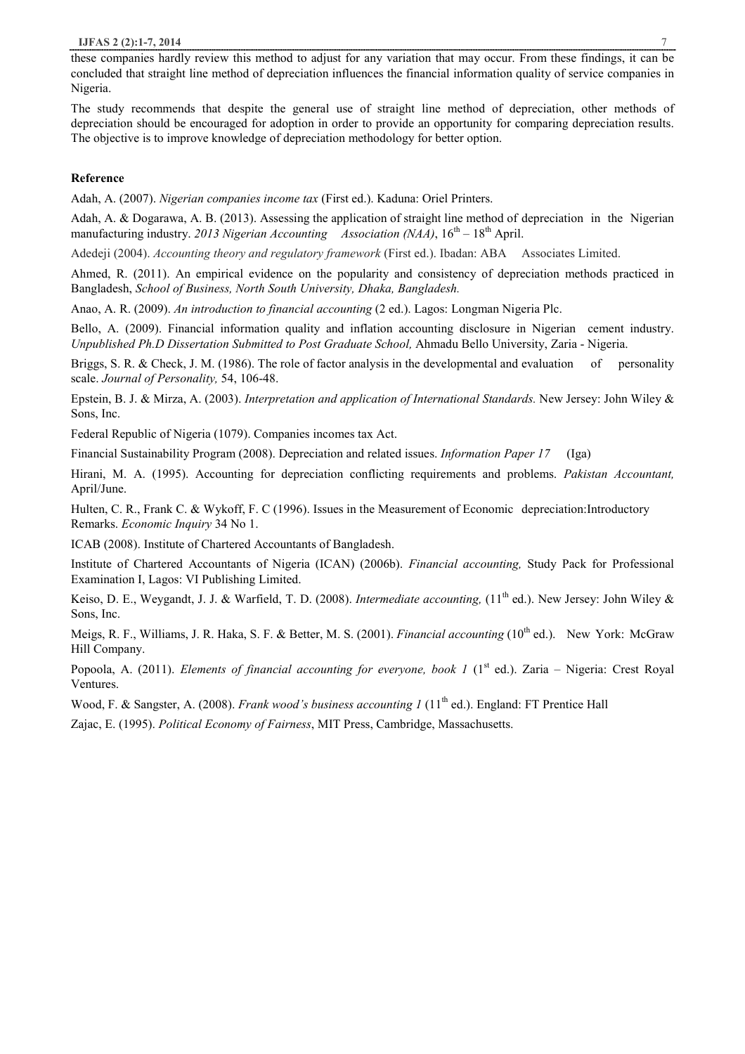these companies hardly review this method to adjust for any variation that may occur. From these findings, it can be concluded that straight line method of depreciation influences the financial information quality of service companies in Nigeria.

The study recommends that despite the general use of straight line method of depreciation, other methods of depreciation should be encouraged for adoption in order to provide an opportunity for comparing depreciation results. The objective is to improve knowledge of depreciation methodology for better option.

**Reference**

Adah, A. (2007). *Nigerian companies income tax* (First ed.). Kaduna: Oriel Printers.

Adah, A. & Dogarawa, A. B. (2013). Assessing the application of straight line method of depreciation in the Nigerian manufacturing industry. *2013 Nigerian Accounting Association (NAA)*, 16th – 18th April.

Adedeji (2004). *Accounting theory and regulatory framework* (First ed.). Ibadan: ABA Associates Limited.

Ahmed, R. (2011). An empirical evidence on the popularity and consistency of depreciation methods practiced in Bangladesh, *School of Business, North South University, Dhaka, Bangladesh.*

Anao, A. R. (2009). *An introduction to financial accounting* (2 ed.). Lagos: Longman Nigeria Plc.

Bello, A. (2009). Financial information quality and inflation accounting disclosure in Nigerian cement industry. *Unpublished Ph.D Dissertation Submitted to Post Graduate School,* Ahmadu Bello University, Zaria - Nigeria.

Briggs, S. R. & Check, J. M. (1986). The role of factor analysis in the developmental and evaluation of personality scale. *Journal of Personality,* 54, 106-48.

Epstein, B. J. & Mirza, A. (2003). *Interpretation and application of International Standards.* New Jersey: John Wiley & Sons, Inc.

Federal Republic of Nigeria (1079). Companies incomes tax Act.

Financial Sustainability Program (2008). Depreciation and related issues. *Information Paper 17* (Iga)

Hirani, M. A. (1995). Accounting for depreciation conflicting requirements and problems. *Pakistan Accountant,* April/June.

Hulten, C. R., Frank C. & Wykoff, F. C (1996). Issues in the Measurement of Economic depreciation:Introductory Remarks. *Economic Inquiry* 34 No 1.

ICAB (2008). Institute of Chartered Accountants of Bangladesh.

Institute of Chartered Accountants of Nigeria (ICAN) (2006b). *Financial accounting,* Study Pack for Professional Examination I, Lagos: VI Publishing Limited.

Keiso, D. E., Weygandt, J. J. & Warfield, T. D. (2008). *Intermediate accounting,* (11th ed.). New Jersey: John Wiley & Sons, Inc.

Meigs, R. F., Williams, J. R. Haka, S. F. & Better, M. S. (2001). *Financial accounting* (10th ed.). New York: McGraw Hill Company.

Popoola, A. (2011). *Elements of financial accounting for everyone, book 1* (1st ed.). Zaria – Nigeria: Crest Royal Ventures.

Wood, F. & Sangster, A. (2008). *Frank wood's business accounting 1* (11th ed.). England: FT Prentice Hall

Zajac, E. (1995). *Political Economy of Fairness*, MIT Press, Cambridge, Massachusetts.